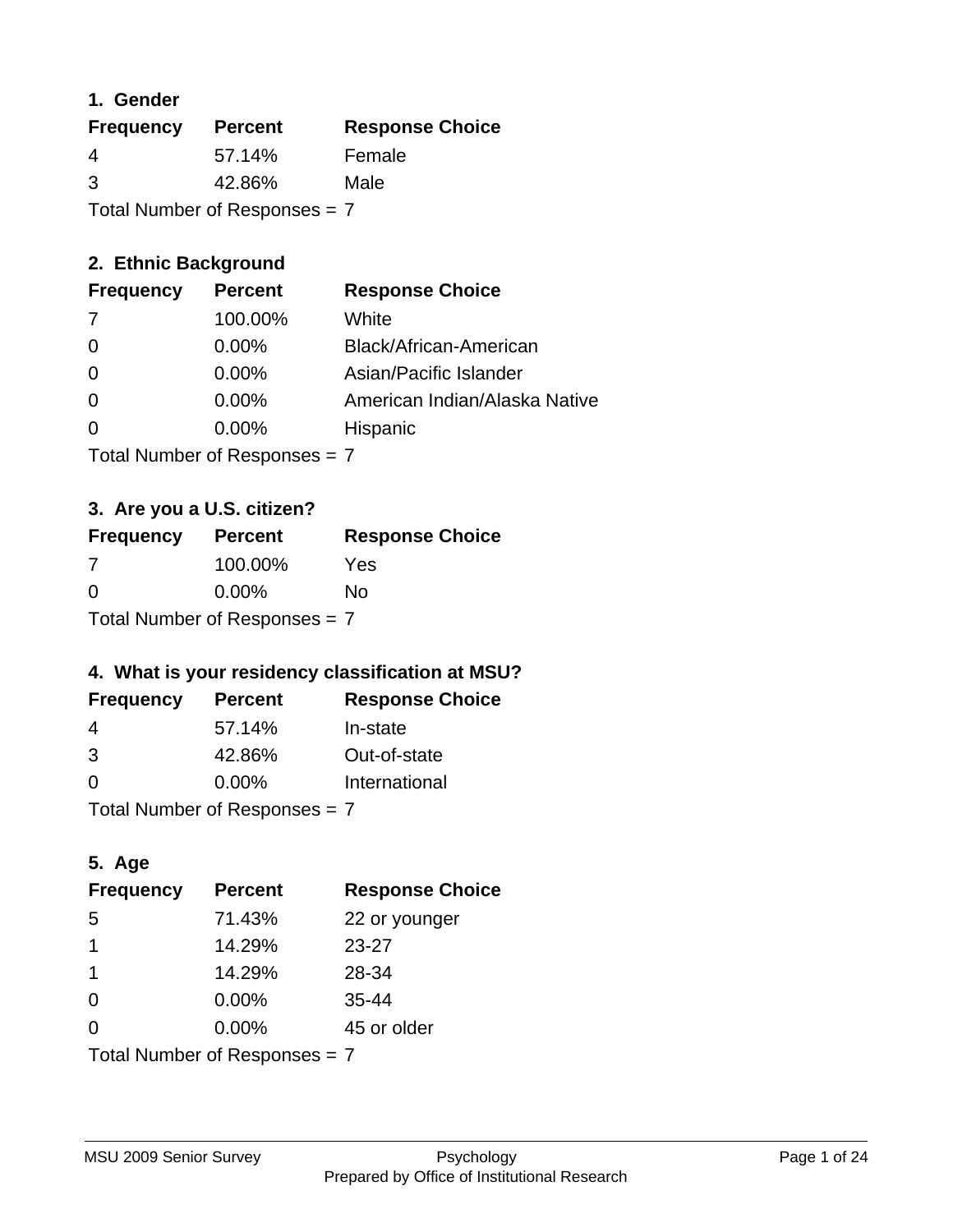## 1. Gender

| Frequency | Percent | Response Choice |
|---|---|---|
| 4 | 57.14% | Female |
| 3 | 42.86% | Male |

Total Number of Responses = 7

## 2. Ethnic Background

| Frequency | Percent | Response Choice |
|---|---|---|
| 7 | 100.00% | White |
| 0 | 0.00% | Black/African-American |
| 0 | 0.00% | Asian/Pacific Islander |
| 0 | 0.00% | American Indian/Alaska Native |
| 0 | 0.00% | Hispanic |

Total Number of Responses = 7

## 3. Are you a U.S. citizen?

| Frequency | Percent | Response Choice |
|---|---|---|
| 7 | 100.00% | Yes |
| 0 | 0.00% | No |

Total Number of Responses = 7

## 4. What is your residency classification at MSU?

| Frequency | Percent | Response Choice |
|---|---|---|
| 4 | 57.14% | In-state |
| 3 | 42.86% | Out-of-state |
| 0 | 0.00% | International |

Total Number of Responses = 7

## 5. Age

| Frequency | Percent | Response Choice |
|---|---|---|
| 5 | 71.43% | 22 or younger |
| 1 | 14.29% | 23-27 |
| 1 | 14.29% | 28-34 |
| 0 | 0.00% | 35-44 |
| 0 | 0.00% | 45 or older |

Total Number of Responses = 7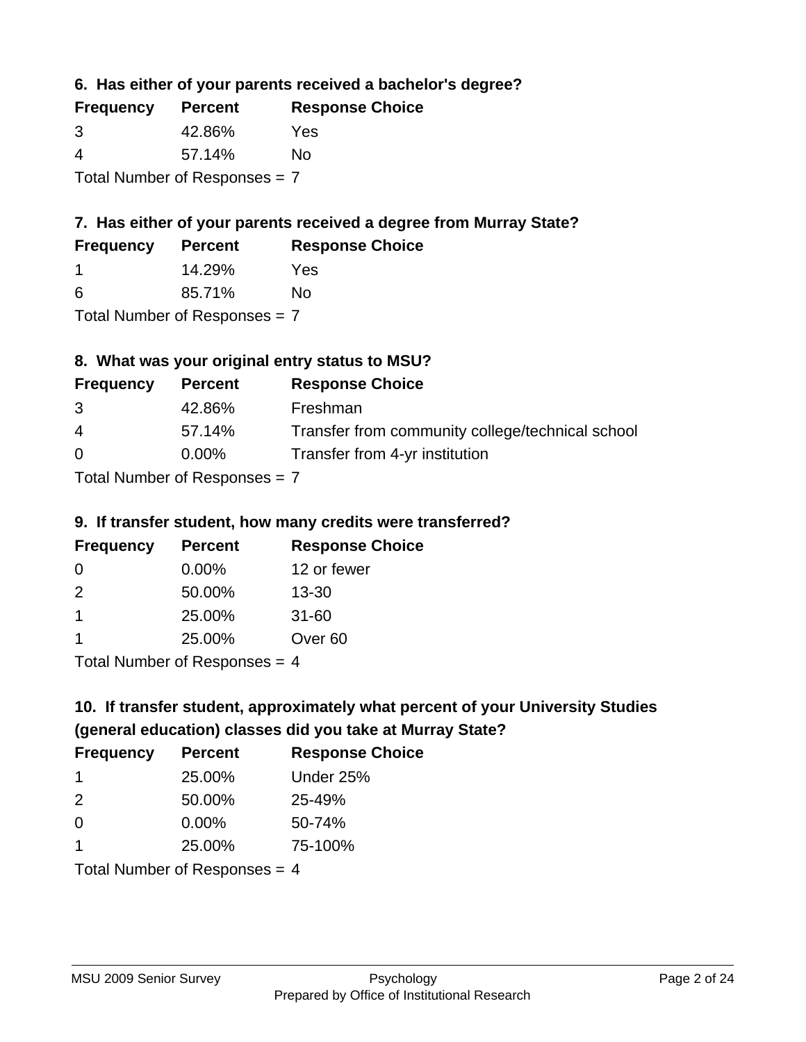### 6. Has either of your parents received a bachelor's degree?

| Frequency | Percent | Response Choice |
|---|---|---|
| 3 | 42.86% | Yes |
| 4 | 57.14% | No |

Total Number of Responses = 7

### 7. Has either of your parents received a degree from Murray State?

| Frequency | Percent | Response Choice |
|---|---|---|
| 1 | 14.29% | Yes |
| 6 | 85.71% | No |

Total Number of Responses = 7

### 8. What was your original entry status to MSU?

| Frequency | Percent | Response Choice |
|---|---|---|
| 3 | 42.86% | Freshman |
| 4 | 57.14% | Transfer from community college/technical school |
| 0 | 0.00% | Transfer from 4-yr institution |

Total Number of Responses = 7

### 9. If transfer student, how many credits were transferred?

| Frequency | Percent | Response Choice |
|---|---|---|
| 0 | 0.00% | 12 or fewer |
| 2 | 50.00% | 13-30 |
| 1 | 25.00% | 31-60 |
| 1 | 25.00% | Over 60 |

Total Number of Responses = 4

### 10. If transfer student, approximately what percent of your University Studies (general education) classes did you take at Murray State?

| Frequency | Percent | Response Choice |
|---|---|---|
| 1 | 25.00% | Under 25% |
| 2 | 50.00% | 25-49% |
| 0 | 0.00% | 50-74% |
| 1 | 25.00% | 75-100% |

Total Number of Responses = 4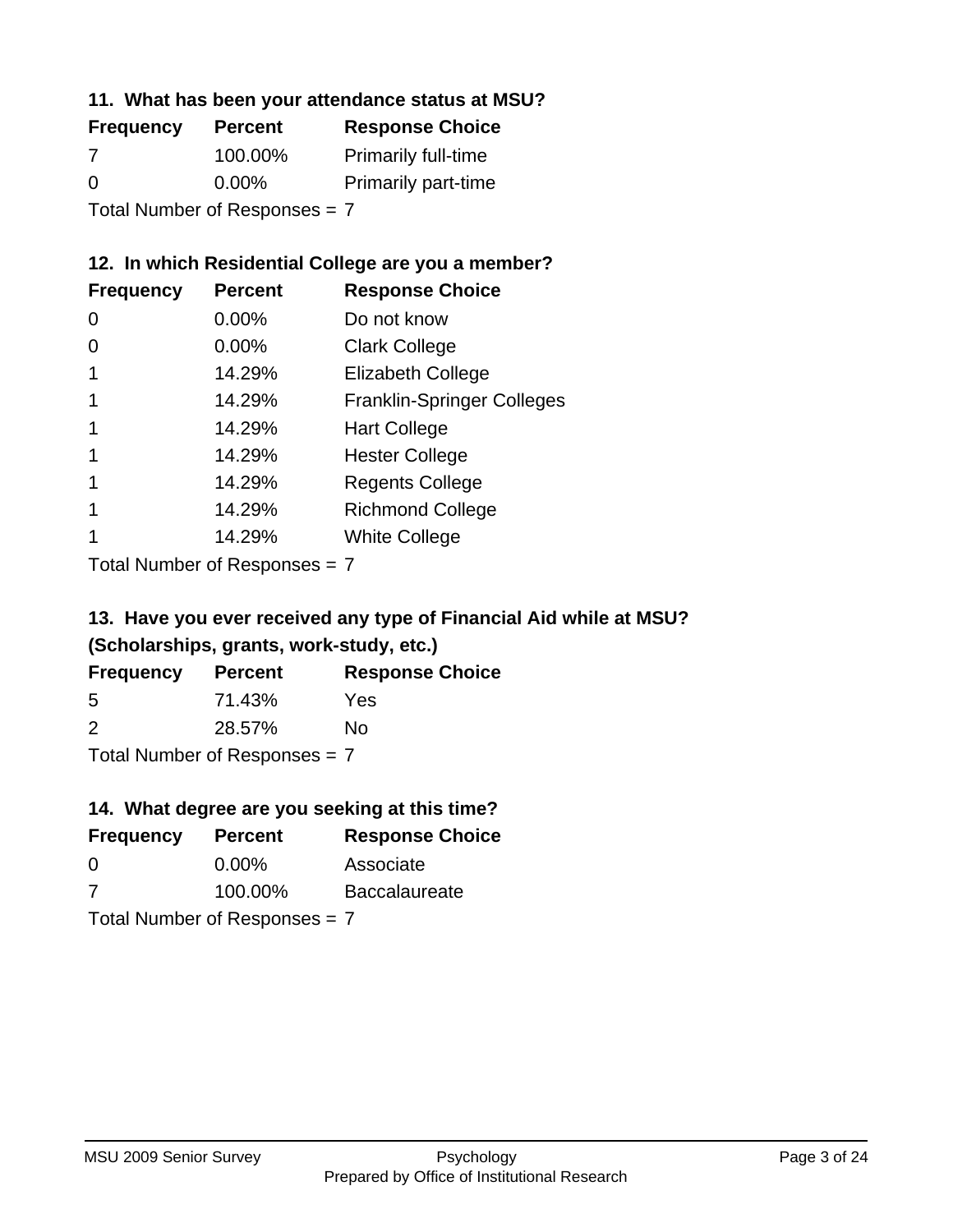**11. What has been your attendance status at MSU?**

| Frequency | Percent | Response Choice |
| --- | --- | --- |
| 7 | 100.00% | Primarily full-time |
| 0 | 0.00% | Primarily part-time |

Total Number of Responses = 7

**12. In which Residential College are you a member?**

| Frequency | Percent | Response Choice |
| --- | --- | --- |
| 0 | 0.00% | Do not know |
| 0 | 0.00% | Clark College |
| 1 | 14.29% | Elizabeth College |
| 1 | 14.29% | Franklin-Springer Colleges |
| 1 | 14.29% | Hart College |
| 1 | 14.29% | Hester College |
| 1 | 14.29% | Regents College |
| 1 | 14.29% | Richmond College |
| 1 | 14.29% | White College |

Total Number of Responses = 7

**13. Have you ever received any type of Financial Aid while at MSU? (Scholarships, grants, work-study, etc.)**

| Frequency | Percent | Response Choice |
| --- | --- | --- |
| 5 | 71.43% | Yes |
| 2 | 28.57% | No |

Total Number of Responses = 7

**14. What degree are you seeking at this time?**

| Frequency | Percent | Response Choice |
| --- | --- | --- |
| 0 | 0.00% | Associate |
| 7 | 100.00% | Baccalaureate |

Total Number of Responses = 7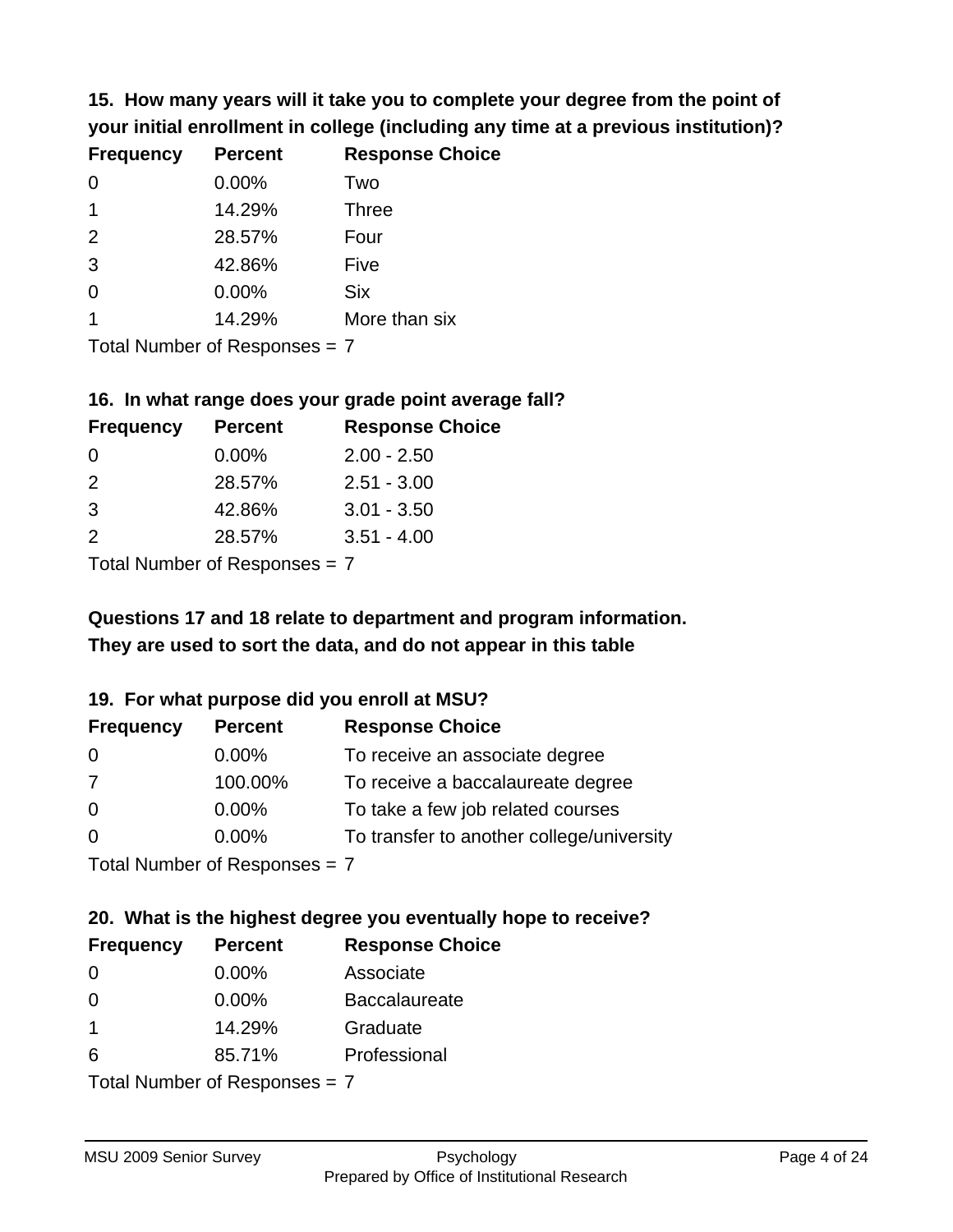**15. How many years will it take you to complete your degree from the point of your initial enrollment in college (including any time at a previous institution)?**

| Frequency | Percent | Response Choice |
| --- | --- | --- |
| 0 | 0.00% | Two |
| 1 | 14.29% | Three |
| 2 | 28.57% | Four |
| 3 | 42.86% | Five |
| 0 | 0.00% | Six |
| 1 | 14.29% | More than six |

Total Number of Responses = 7

**16. In what range does your grade point average fall?**

| Frequency | Percent | Response Choice |
| --- | --- | --- |
| 0 | 0.00% | 2.00 - 2.50 |
| 2 | 28.57% | 2.51 - 3.00 |
| 3 | 42.86% | 3.01 - 3.50 |
| 2 | 28.57% | 3.51 - 4.00 |

Total Number of Responses = 7

**Questions 17 and 18 relate to department and program information. They are used to sort the data, and do not appear in this table**

**19. For what purpose did you enroll at MSU?**

| Frequency | Percent | Response Choice |
| --- | --- | --- |
| 0 | 0.00% | To receive an associate degree |
| 7 | 100.00% | To receive a baccalaureate degree |
| 0 | 0.00% | To take a few job related courses |
| 0 | 0.00% | To transfer to another college/university |

Total Number of Responses = 7

**20. What is the highest degree you eventually hope to receive?**

| Frequency | Percent | Response Choice |
| --- | --- | --- |
| 0 | 0.00% | Associate |
| 0 | 0.00% | Baccalaureate |
| 1 | 14.29% | Graduate |
| 6 | 85.71% | Professional |

Total Number of Responses = 7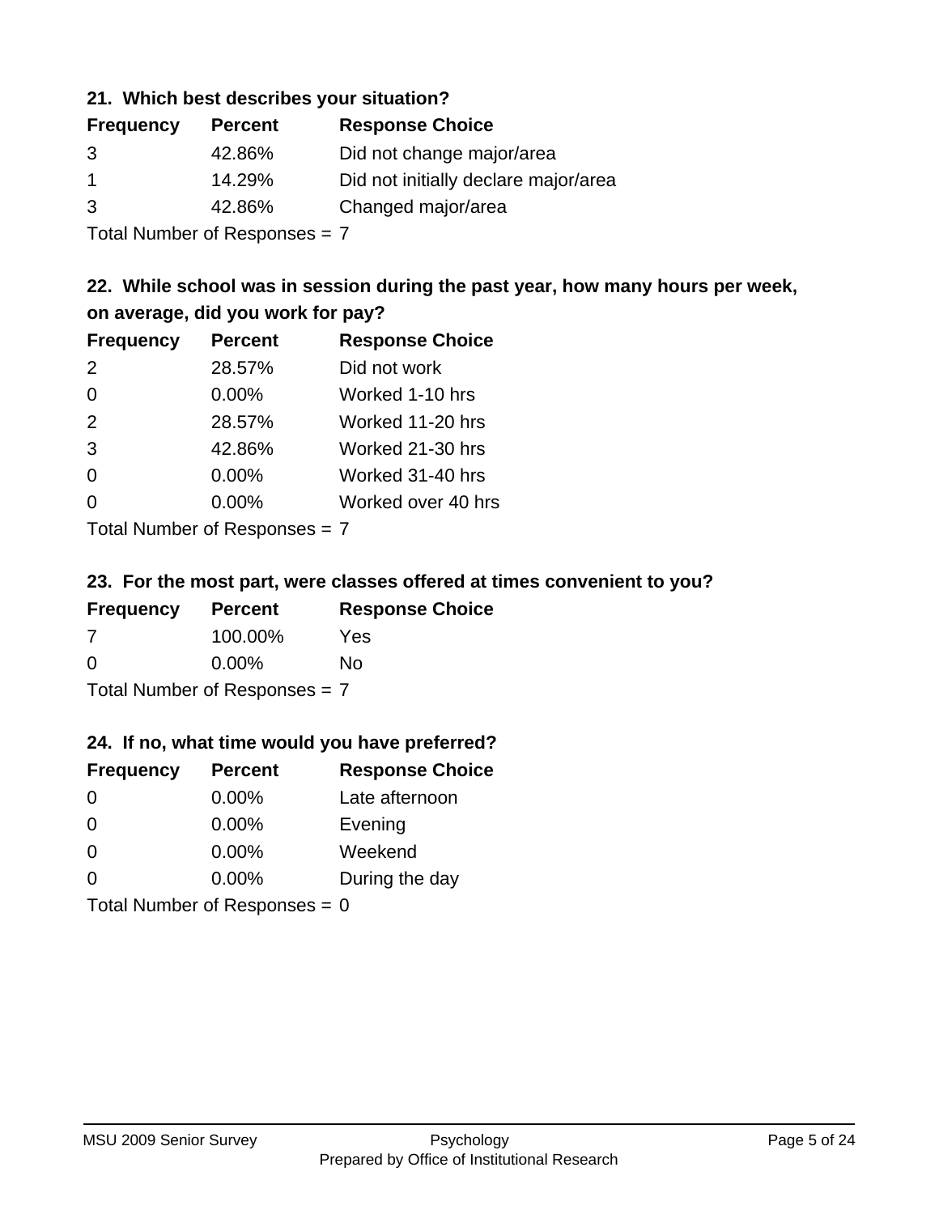### 21. Which best describes your situation?

| Frequency | Percent | Response Choice |
|---|---|---|
| 3 | 42.86% | Did not change major/area |
| 1 | 14.29% | Did not initially declare major/area |
| 3 | 42.86% | Changed major/area |

Total Number of Responses = 7

### 22. While school was in session during the past year, how many hours per week, on average, did you work for pay?

| Frequency | Percent | Response Choice |
|---|---|---|
| 2 | 28.57% | Did not work |
| 0 | 0.00% | Worked 1-10 hrs |
| 2 | 28.57% | Worked 11-20 hrs |
| 3 | 42.86% | Worked 21-30 hrs |
| 0 | 0.00% | Worked 31-40 hrs |
| 0 | 0.00% | Worked over 40 hrs |

Total Number of Responses = 7

### 23. For the most part, were classes offered at times convenient to you?

| Frequency | Percent | Response Choice |
|---|---|---|
| 7 | 100.00% | Yes |
| 0 | 0.00% | No |

Total Number of Responses = 7

### 24. If no, what time would you have preferred?

| Frequency | Percent | Response Choice |
|---|---|---|
| 0 | 0.00% | Late afternoon |
| 0 | 0.00% | Evening |
| 0 | 0.00% | Weekend |
| 0 | 0.00% | During the day |

Total Number of Responses = 0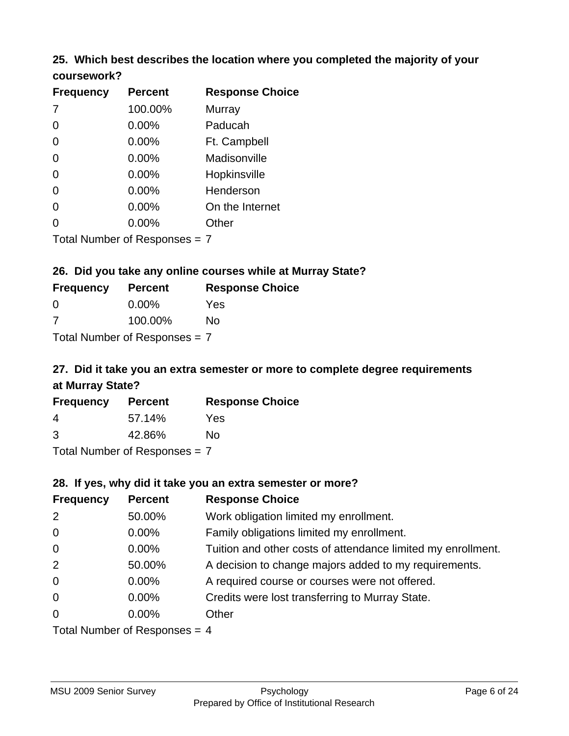### 25. Which best describes the location where you completed the majority of your coursework?

| Frequency | Percent | Response Choice |
|---|---|---|
| 7 | 100.00% | Murray |
| 0 | 0.00% | Paducah |
| 0 | 0.00% | Ft. Campbell |
| 0 | 0.00% | Madisonville |
| 0 | 0.00% | Hopkinsville |
| 0 | 0.00% | Henderson |
| 0 | 0.00% | On the Internet |
| 0 | 0.00% | Other |

Total Number of Responses = 7

### 26. Did you take any online courses while at Murray State?

| Frequency | Percent | Response Choice |
|---|---|---|
| 0 | 0.00% | Yes |
| 7 | 100.00% | No |

Total Number of Responses = 7

### 27. Did it take you an extra semester or more to complete degree requirements at Murray State?

| Frequency | Percent | Response Choice |
|---|---|---|
| 4 | 57.14% | Yes |
| 3 | 42.86% | No |

Total Number of Responses = 7

### 28. If yes, why did it take you an extra semester or more?

| Frequency | Percent | Response Choice |
|---|---|---|
| 2 | 50.00% | Work obligation limited my enrollment. |
| 0 | 0.00% | Family obligations limited my enrollment. |
| 0 | 0.00% | Tuition and other costs of attendance limited my enrollment. |
| 2 | 50.00% | A decision to change majors added to my requirements. |
| 0 | 0.00% | A required course or courses were not offered. |
| 0 | 0.00% | Credits were lost transferring to Murray State. |
| 0 | 0.00% | Other |

Total Number of Responses = 4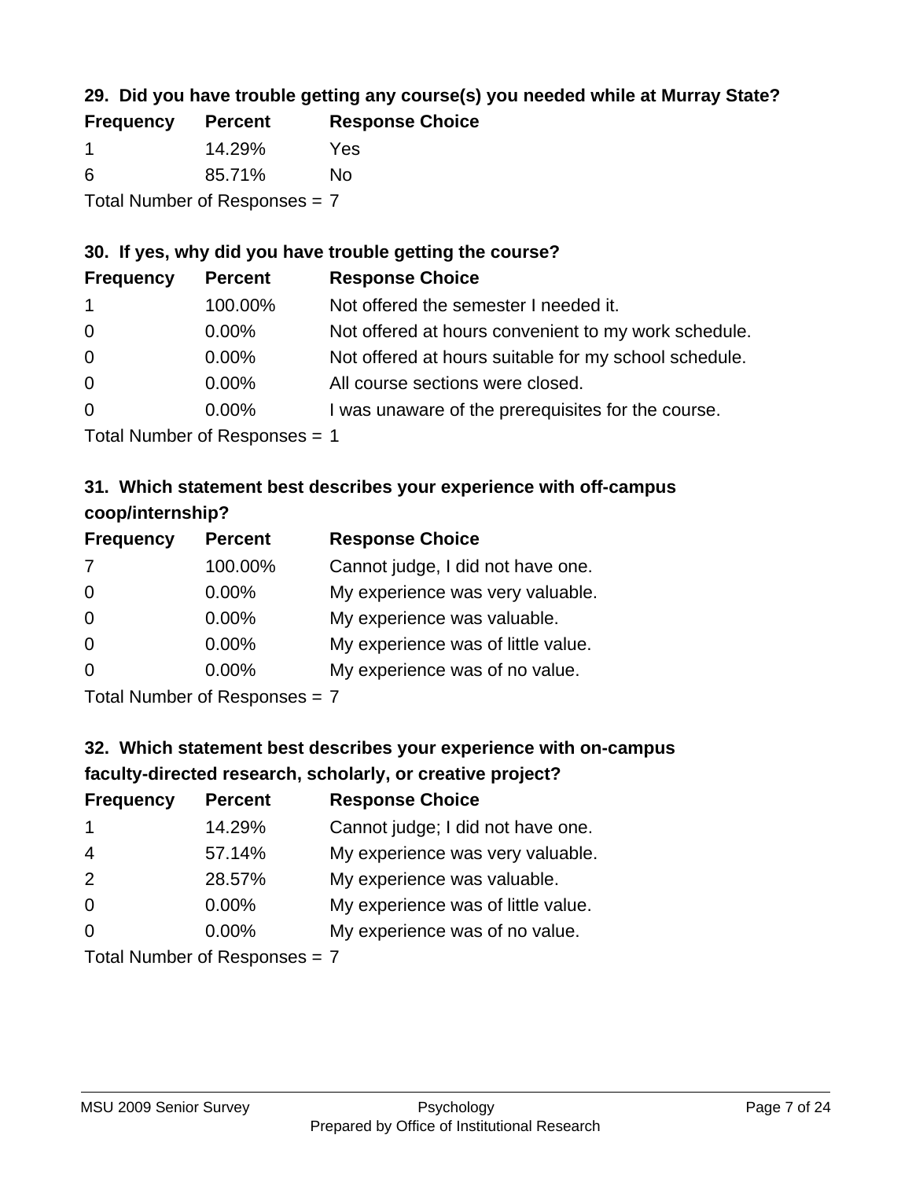### 29. Did you have trouble getting any course(s) you needed while at Murray State?

| Frequency | Percent | Response Choice |
|---|---|---|
| 1 | 14.29% | Yes |
| 6 | 85.71% | No |

Total Number of Responses = 7

### 30. If yes, why did you have trouble getting the course?

| Frequency | Percent | Response Choice |
|---|---|---|
| 1 | 100.00% | Not offered the semester I needed it. |
| 0 | 0.00% | Not offered at hours convenient to my work schedule. |
| 0 | 0.00% | Not offered at hours suitable for my school schedule. |
| 0 | 0.00% | All course sections were closed. |
| 0 | 0.00% | I was unaware of the prerequisites for the course. |

Total Number of Responses = 1

### 31. Which statement best describes your experience with off-campus coop/internship?

| Frequency | Percent | Response Choice |
|---|---|---|
| 7 | 100.00% | Cannot judge, I did not have one. |
| 0 | 0.00% | My experience was very valuable. |
| 0 | 0.00% | My experience was valuable. |
| 0 | 0.00% | My experience was of little value. |
| 0 | 0.00% | My experience was of no value. |

Total Number of Responses = 7

### 32. Which statement best describes your experience with on-campus faculty-directed research, scholarly, or creative project?

| Frequency | Percent | Response Choice |
|---|---|---|
| 1 | 14.29% | Cannot judge; I did not have one. |
| 4 | 57.14% | My experience was very valuable. |
| 2 | 28.57% | My experience was valuable. |
| 0 | 0.00% | My experience was of little value. |
| 0 | 0.00% | My experience was of no value. |

Total Number of Responses = 7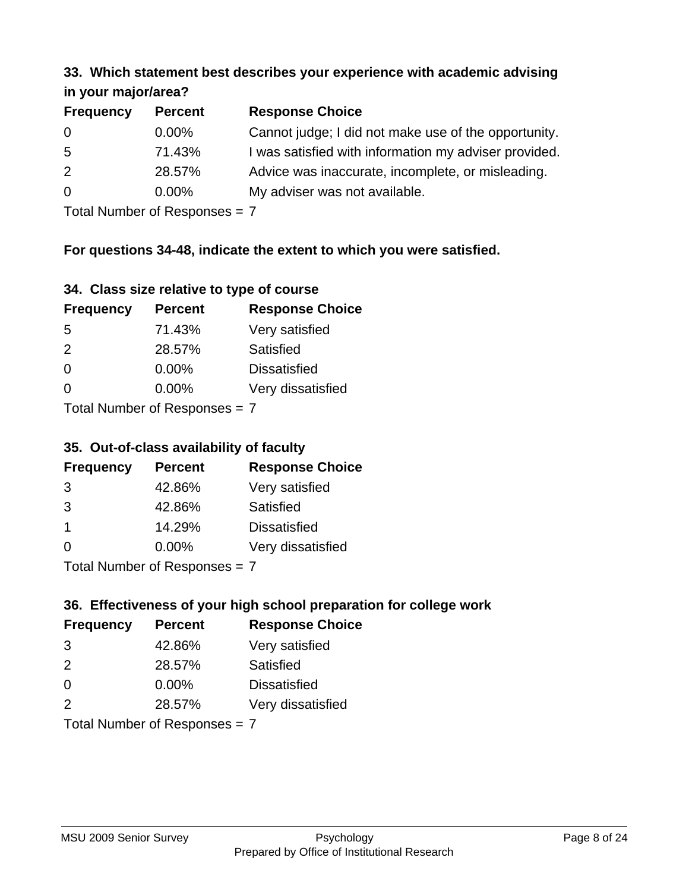### 33. Which statement best describes your experience with academic advising in your major/area?

| Frequency | Percent | Response Choice |
|---|---|---|
| 0 | 0.00% | Cannot judge; I did not make use of the opportunity. |
| 5 | 71.43% | I was satisfied with information my adviser provided. |
| 2 | 28.57% | Advice was inaccurate, incomplete, or misleading. |
| 0 | 0.00% | My adviser was not available. |

Total Number of Responses = 7

**For questions 34-48, indicate the extent to which you were satisfied.**

### 34. Class size relative to type of course

| Frequency | Percent | Response Choice |
|---|---|---|
| 5 | 71.43% | Very satisfied |
| 2 | 28.57% | Satisfied |
| 0 | 0.00% | Dissatisfied |
| 0 | 0.00% | Very dissatisfied |

Total Number of Responses = 7

### 35. Out-of-class availability of faculty

| Frequency | Percent | Response Choice |
|---|---|---|
| 3 | 42.86% | Very satisfied |
| 3 | 42.86% | Satisfied |
| 1 | 14.29% | Dissatisfied |
| 0 | 0.00% | Very dissatisfied |

Total Number of Responses = 7

### 36. Effectiveness of your high school preparation for college work

| Frequency | Percent | Response Choice |
|---|---|---|
| 3 | 42.86% | Very satisfied |
| 2 | 28.57% | Satisfied |
| 0 | 0.00% | Dissatisfied |
| 2 | 28.57% | Very dissatisfied |

Total Number of Responses = 7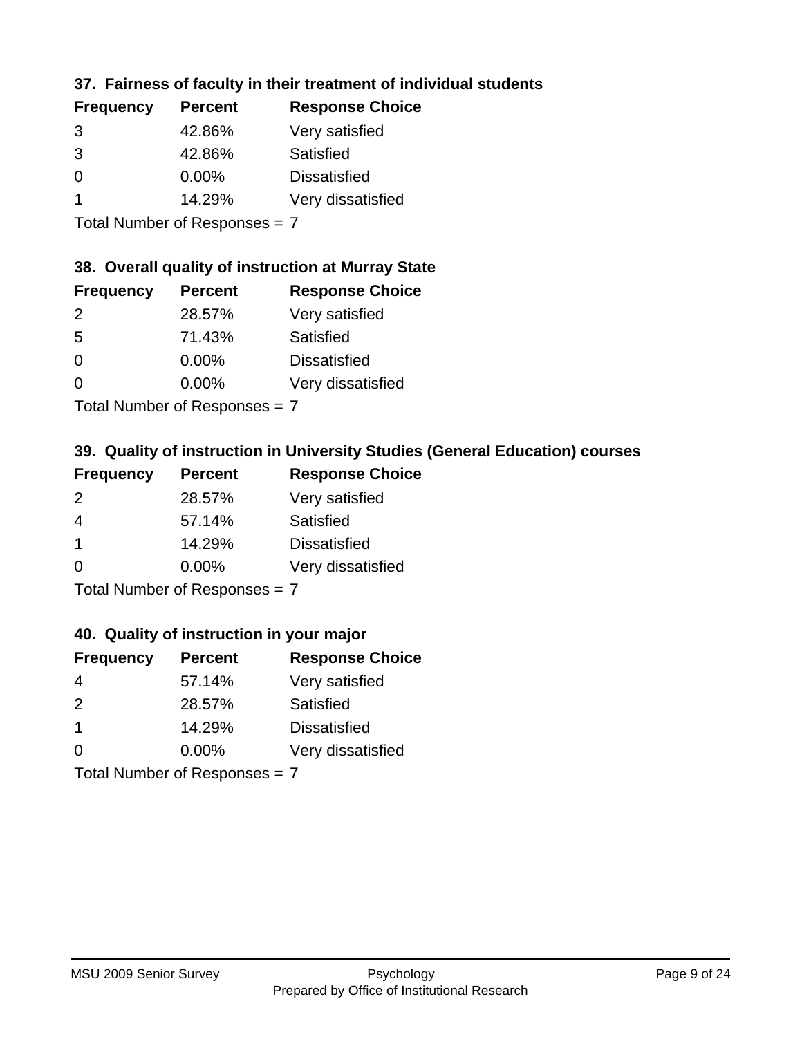### 37. Fairness of faculty in their treatment of individual students

| Frequency | Percent | Response Choice |
|---|---|---|
| 3 | 42.86% | Very satisfied |
| 3 | 42.86% | Satisfied |
| 0 | 0.00% | Dissatisfied |
| 1 | 14.29% | Very dissatisfied |

Total Number of Responses = 7

### 38. Overall quality of instruction at Murray State

| Frequency | Percent | Response Choice |
|---|---|---|
| 2 | 28.57% | Very satisfied |
| 5 | 71.43% | Satisfied |
| 0 | 0.00% | Dissatisfied |
| 0 | 0.00% | Very dissatisfied |

Total Number of Responses = 7

### 39. Quality of instruction in University Studies (General Education) courses

| Frequency | Percent | Response Choice |
|---|---|---|
| 2 | 28.57% | Very satisfied |
| 4 | 57.14% | Satisfied |
| 1 | 14.29% | Dissatisfied |
| 0 | 0.00% | Very dissatisfied |

Total Number of Responses = 7

### 40. Quality of instruction in your major

| Frequency | Percent | Response Choice |
|---|---|---|
| 4 | 57.14% | Very satisfied |
| 2 | 28.57% | Satisfied |
| 1 | 14.29% | Dissatisfied |
| 0 | 0.00% | Very dissatisfied |

Total Number of Responses = 7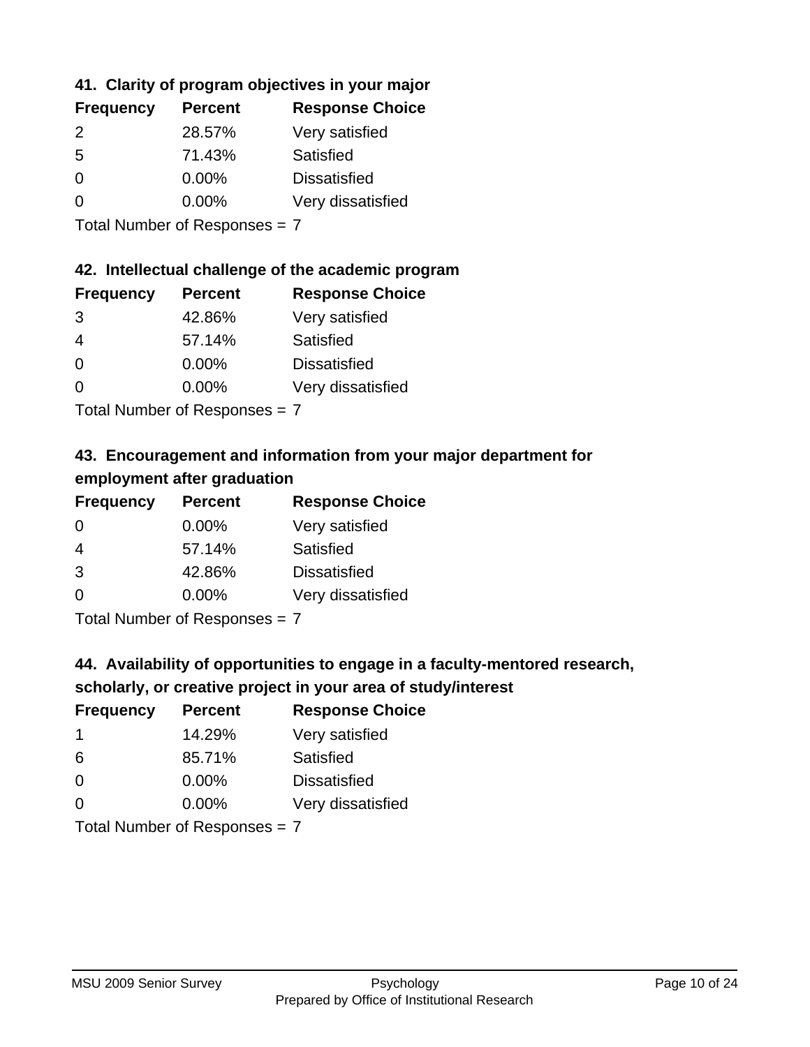### 41. Clarity of program objectives in your major

| Frequency | Percent | Response Choice |
|---|---|---|
| 2 | 28.57% | Very satisfied |
| 5 | 71.43% | Satisfied |
| 0 | 0.00% | Dissatisfied |
| 0 | 0.00% | Very dissatisfied |

Total Number of Responses = 7

### 42. Intellectual challenge of the academic program

| Frequency | Percent | Response Choice |
|---|---|---|
| 3 | 42.86% | Very satisfied |
| 4 | 57.14% | Satisfied |
| 0 | 0.00% | Dissatisfied |
| 0 | 0.00% | Very dissatisfied |

Total Number of Responses = 7

### 43. Encouragement and information from your major department for employment after graduation

| Frequency | Percent | Response Choice |
|---|---|---|
| 0 | 0.00% | Very satisfied |
| 4 | 57.14% | Satisfied |
| 3 | 42.86% | Dissatisfied |
| 0 | 0.00% | Very dissatisfied |

Total Number of Responses = 7

### 44. Availability of opportunities to engage in a faculty-mentored research, scholarly, or creative project in your area of study/interest

| Frequency | Percent | Response Choice |
|---|---|---|
| 1 | 14.29% | Very satisfied |
| 6 | 85.71% | Satisfied |
| 0 | 0.00% | Dissatisfied |
| 0 | 0.00% | Very dissatisfied |

Total Number of Responses = 7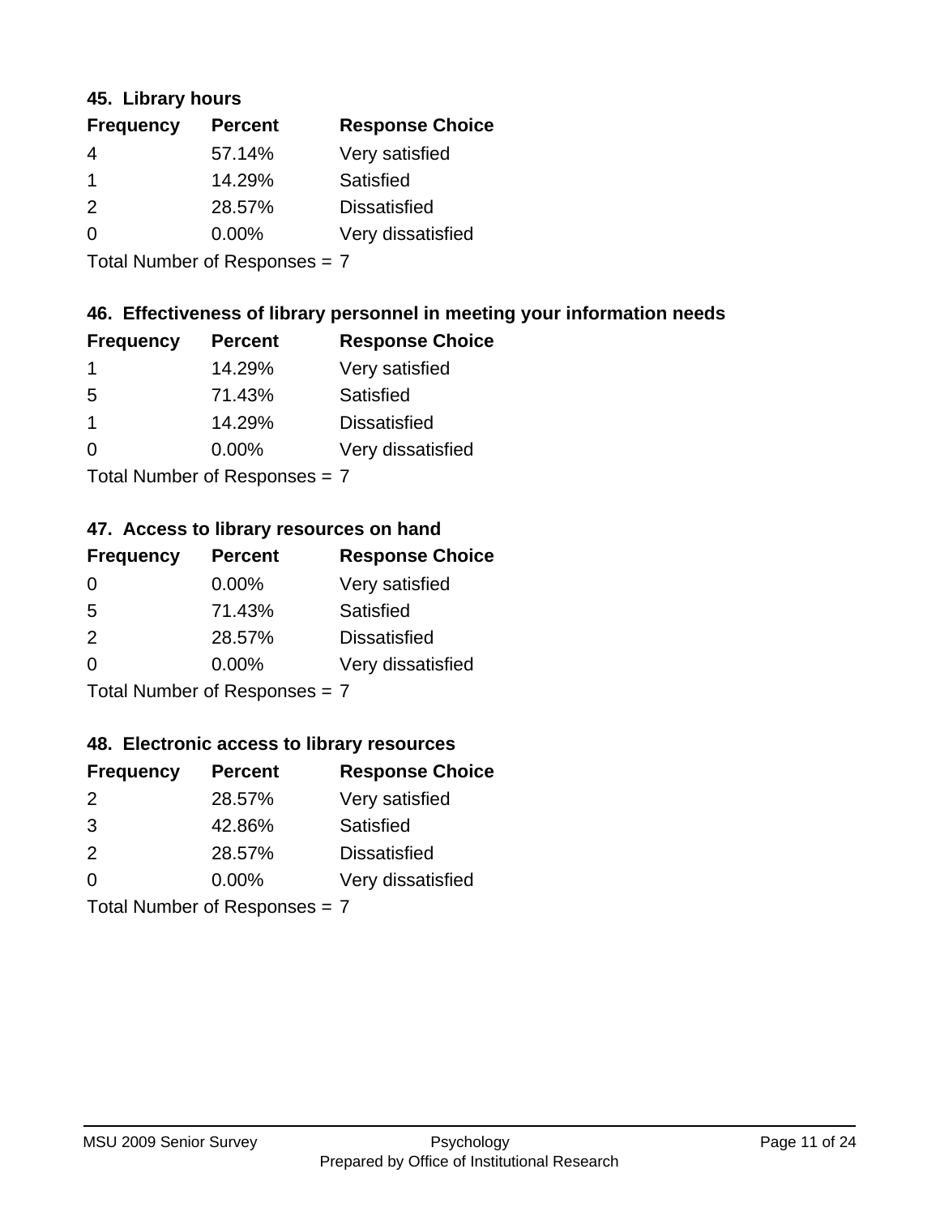### 45. Library hours

| Frequency | Percent | Response Choice |
|---|---|---|
| 4 | 57.14% | Very satisfied |
| 1 | 14.29% | Satisfied |
| 2 | 28.57% | Dissatisfied |
| 0 | 0.00% | Very dissatisfied |

Total Number of Responses = 7

### 46. Effectiveness of library personnel in meeting your information needs

| Frequency | Percent | Response Choice |
|---|---|---|
| 1 | 14.29% | Very satisfied |
| 5 | 71.43% | Satisfied |
| 1 | 14.29% | Dissatisfied |
| 0 | 0.00% | Very dissatisfied |

Total Number of Responses = 7

### 47. Access to library resources on hand

| Frequency | Percent | Response Choice |
|---|---|---|
| 0 | 0.00% | Very satisfied |
| 5 | 71.43% | Satisfied |
| 2 | 28.57% | Dissatisfied |
| 0 | 0.00% | Very dissatisfied |

Total Number of Responses = 7

### 48. Electronic access to library resources

| Frequency | Percent | Response Choice |
|---|---|---|
| 2 | 28.57% | Very satisfied |
| 3 | 42.86% | Satisfied |
| 2 | 28.57% | Dissatisfied |
| 0 | 0.00% | Very dissatisfied |

Total Number of Responses = 7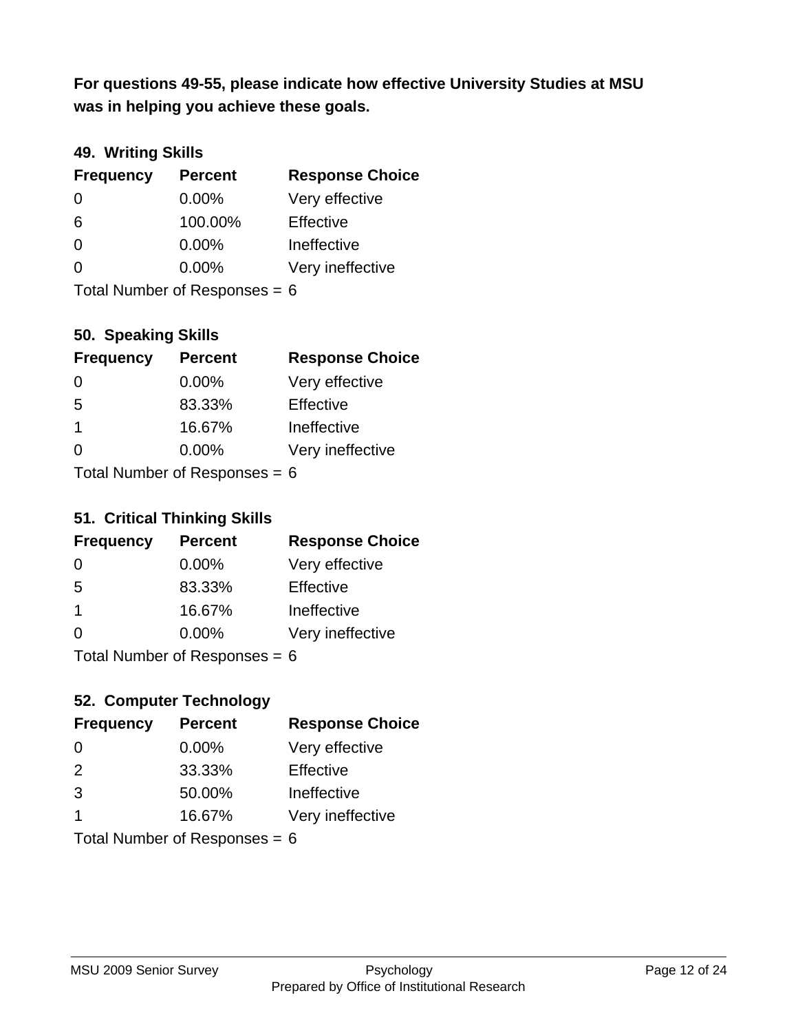**For questions 49-55, please indicate how effective University Studies at MSU was in helping you achieve these goals.**

### 49. Writing Skills

| Frequency | Percent | Response Choice |
|---|---|---|
| 0 | 0.00% | Very effective |
| 6 | 100.00% | Effective |
| 0 | 0.00% | Ineffective |
| 0 | 0.00% | Very ineffective |

Total Number of Responses = 6

### 50. Speaking Skills

| Frequency | Percent | Response Choice |
|---|---|---|
| 0 | 0.00% | Very effective |
| 5 | 83.33% | Effective |
| 1 | 16.67% | Ineffective |
| 0 | 0.00% | Very ineffective |

Total Number of Responses = 6

### 51. Critical Thinking Skills

| Frequency | Percent | Response Choice |
|---|---|---|
| 0 | 0.00% | Very effective |
| 5 | 83.33% | Effective |
| 1 | 16.67% | Ineffective |
| 0 | 0.00% | Very ineffective |

Total Number of Responses = 6

### 52. Computer Technology

| Frequency | Percent | Response Choice |
|---|---|---|
| 0 | 0.00% | Very effective |
| 2 | 33.33% | Effective |
| 3 | 50.00% | Ineffective |
| 1 | 16.67% | Very ineffective |

Total Number of Responses = 6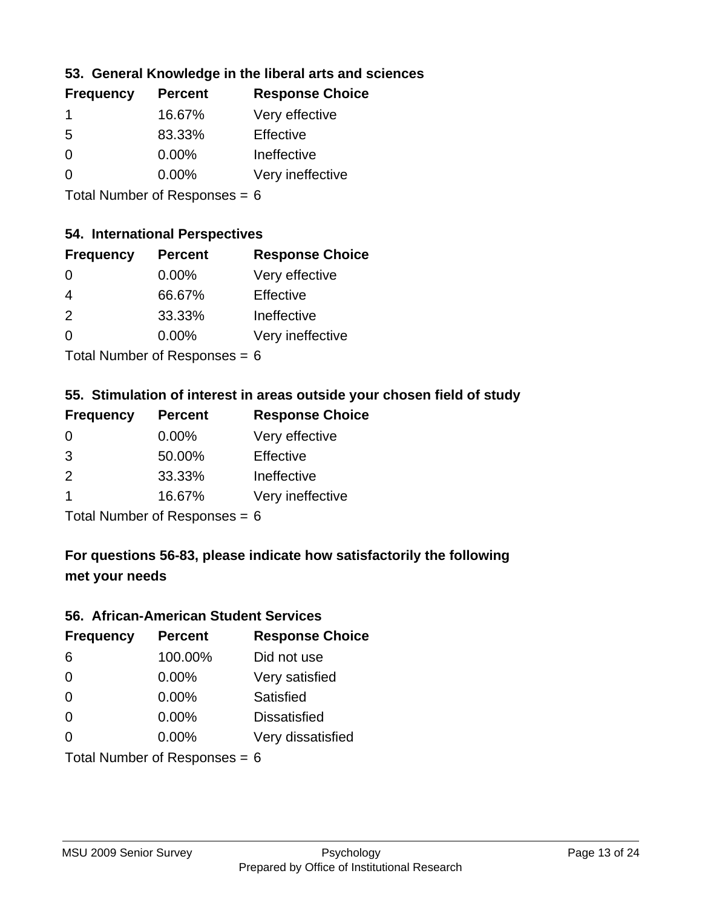### 53. General Knowledge in the liberal arts and sciences

| Frequency | Percent | Response Choice |
|---|---|---|
| 1 | 16.67% | Very effective |
| 5 | 83.33% | Effective |
| 0 | 0.00% | Ineffective |
| 0 | 0.00% | Very ineffective |

Total Number of Responses = 6

### 54. International Perspectives

| Frequency | Percent | Response Choice |
|---|---|---|
| 0 | 0.00% | Very effective |
| 4 | 66.67% | Effective |
| 2 | 33.33% | Ineffective |
| 0 | 0.00% | Very ineffective |

Total Number of Responses = 6

### 55. Stimulation of interest in areas outside your chosen field of study

| Frequency | Percent | Response Choice |
|---|---|---|
| 0 | 0.00% | Very effective |
| 3 | 50.00% | Effective |
| 2 | 33.33% | Ineffective |
| 1 | 16.67% | Very ineffective |

Total Number of Responses = 6

## For questions 56-83, please indicate how satisfactorily the following met your needs

### 56. African-American Student Services

| Frequency | Percent | Response Choice |
|---|---|---|
| 6 | 100.00% | Did not use |
| 0 | 0.00% | Very satisfied |
| 0 | 0.00% | Satisfied |
| 0 | 0.00% | Dissatisfied |
| 0 | 0.00% | Very dissatisfied |

Total Number of Responses = 6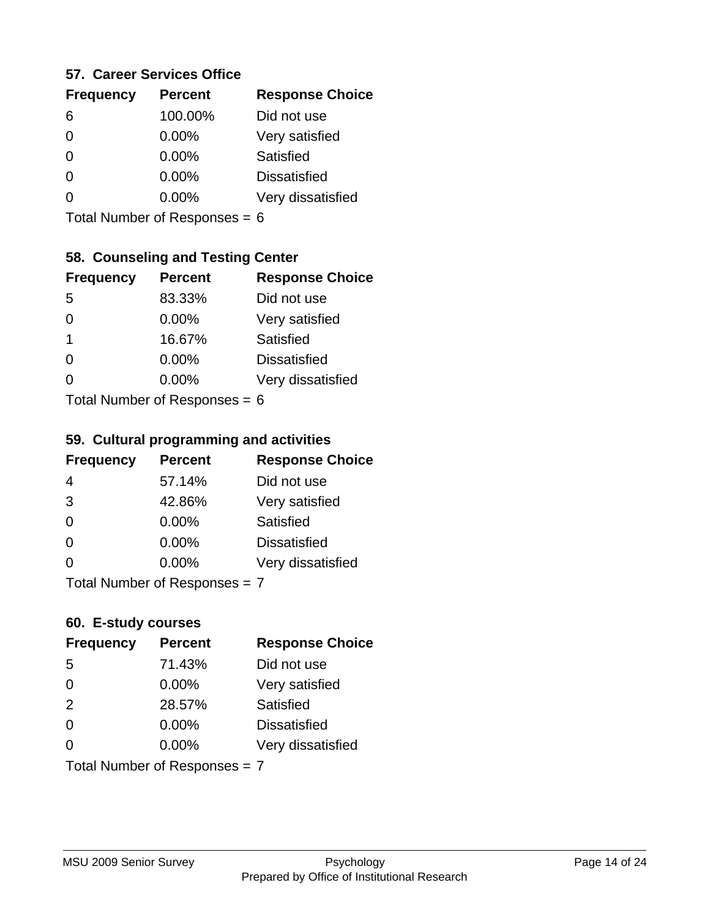### 57. Career Services Office

| Frequency | Percent | Response Choice |
|---|---|---|
| 6 | 100.00% | Did not use |
| 0 | 0.00% | Very satisfied |
| 0 | 0.00% | Satisfied |
| 0 | 0.00% | Dissatisfied |
| 0 | 0.00% | Very dissatisfied |

Total Number of Responses = 6

### 58. Counseling and Testing Center

| Frequency | Percent | Response Choice |
|---|---|---|
| 5 | 83.33% | Did not use |
| 0 | 0.00% | Very satisfied |
| 1 | 16.67% | Satisfied |
| 0 | 0.00% | Dissatisfied |
| 0 | 0.00% | Very dissatisfied |

Total Number of Responses = 6

### 59. Cultural programming and activities

| Frequency | Percent | Response Choice |
|---|---|---|
| 4 | 57.14% | Did not use |
| 3 | 42.86% | Very satisfied |
| 0 | 0.00% | Satisfied |
| 0 | 0.00% | Dissatisfied |
| 0 | 0.00% | Very dissatisfied |

Total Number of Responses = 7

### 60. E-study courses

| Frequency | Percent | Response Choice |
|---|---|---|
| 5 | 71.43% | Did not use |
| 0 | 0.00% | Very satisfied |
| 2 | 28.57% | Satisfied |
| 0 | 0.00% | Dissatisfied |
| 0 | 0.00% | Very dissatisfied |

Total Number of Responses = 7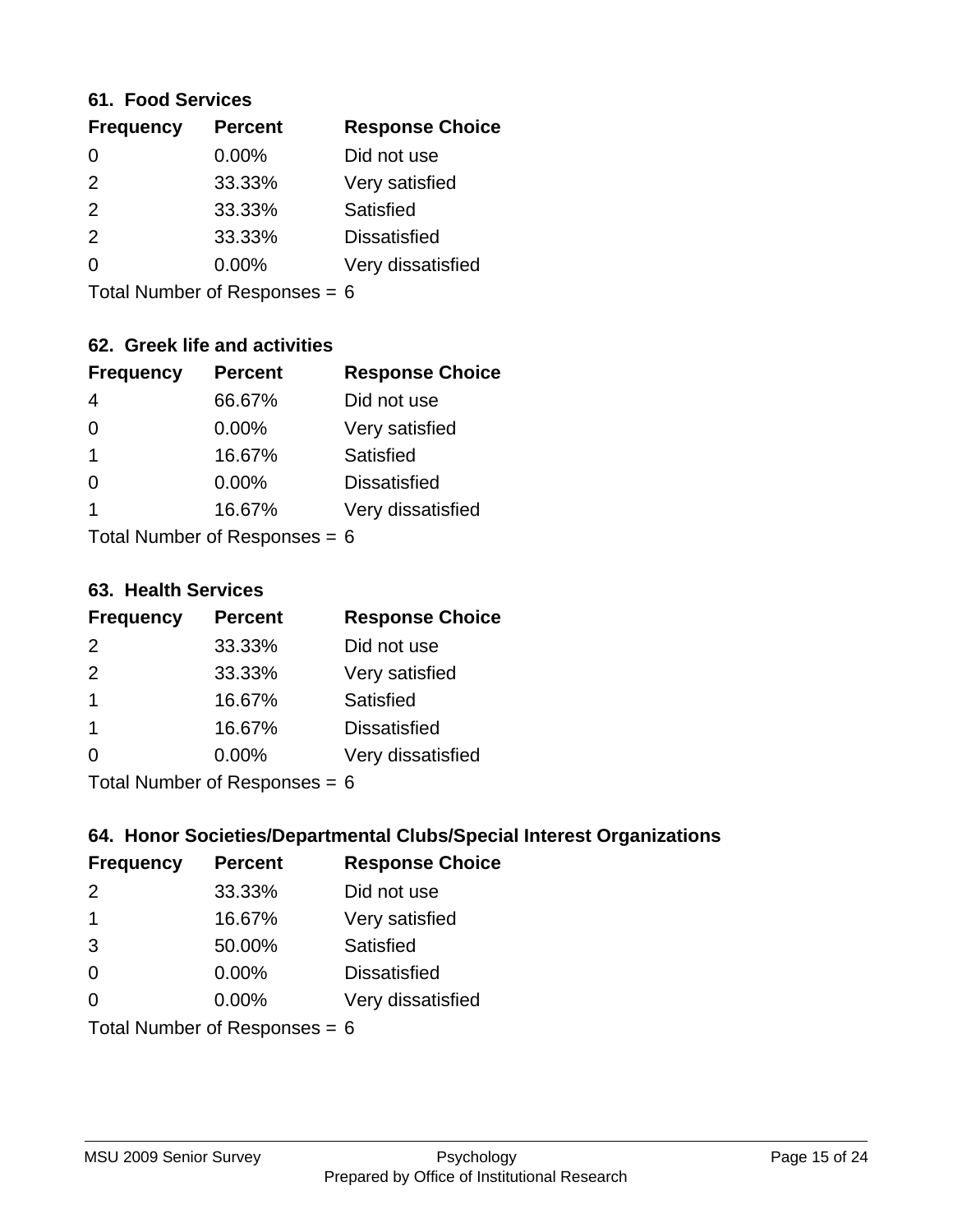### 61. Food Services

| Frequency | Percent | Response Choice |
|---|---|---|
| 0 | 0.00% | Did not use |
| 2 | 33.33% | Very satisfied |
| 2 | 33.33% | Satisfied |
| 2 | 33.33% | Dissatisfied |
| 0 | 0.00% | Very dissatisfied |

Total Number of Responses = 6

### 62. Greek life and activities

| Frequency | Percent | Response Choice |
|---|---|---|
| 4 | 66.67% | Did not use |
| 0 | 0.00% | Very satisfied |
| 1 | 16.67% | Satisfied |
| 0 | 0.00% | Dissatisfied |
| 1 | 16.67% | Very dissatisfied |

Total Number of Responses = 6

### 63. Health Services

| Frequency | Percent | Response Choice |
|---|---|---|
| 2 | 33.33% | Did not use |
| 2 | 33.33% | Very satisfied |
| 1 | 16.67% | Satisfied |
| 1 | 16.67% | Dissatisfied |
| 0 | 0.00% | Very dissatisfied |

Total Number of Responses = 6

### 64. Honor Societies/Departmental Clubs/Special Interest Organizations

| Frequency | Percent | Response Choice |
|---|---|---|
| 2 | 33.33% | Did not use |
| 1 | 16.67% | Very satisfied |
| 3 | 50.00% | Satisfied |
| 0 | 0.00% | Dissatisfied |
| 0 | 0.00% | Very dissatisfied |

Total Number of Responses = 6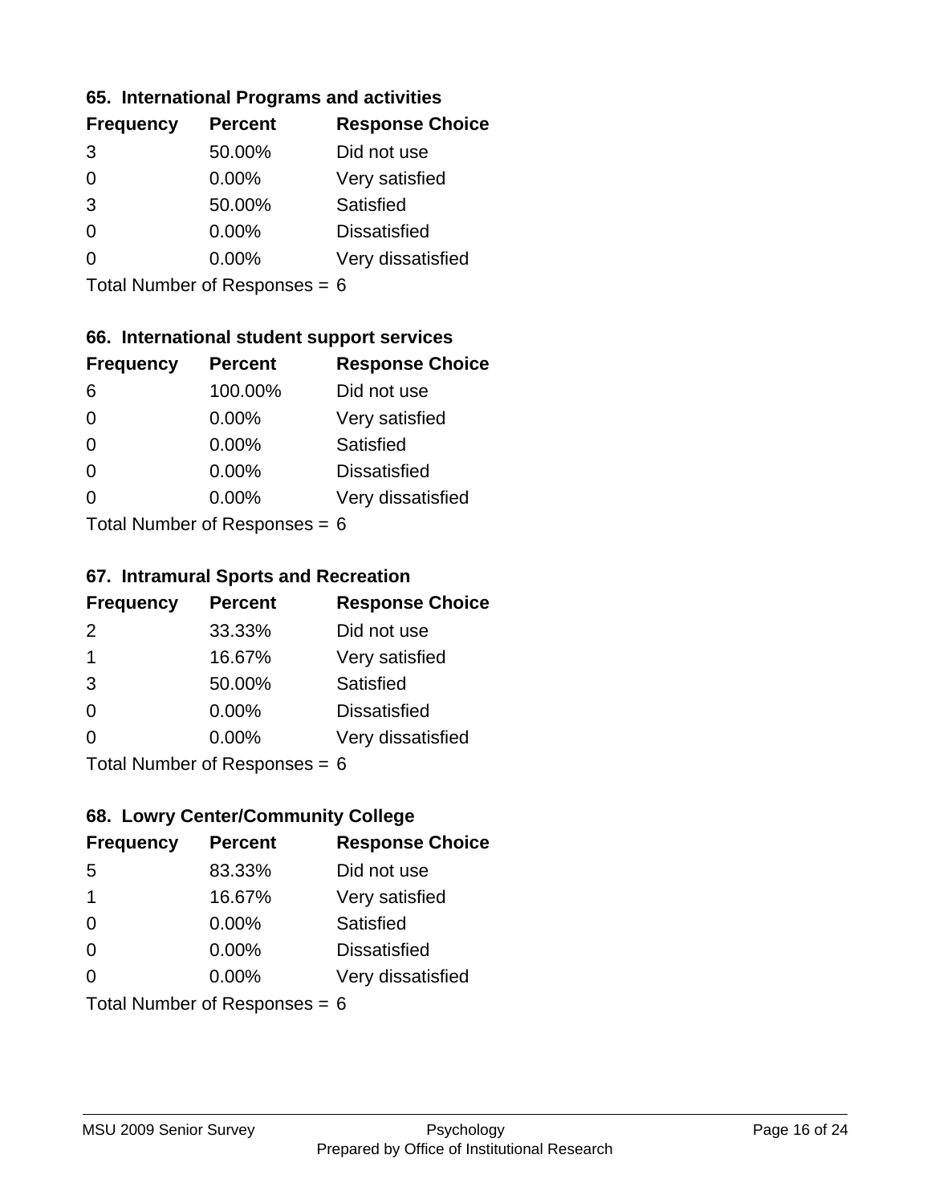### 65. International Programs and activities

| Frequency | Percent | Response Choice |
|---|---|---|
| 3 | 50.00% | Did not use |
| 0 | 0.00% | Very satisfied |
| 3 | 50.00% | Satisfied |
| 0 | 0.00% | Dissatisfied |
| 0 | 0.00% | Very dissatisfied |

Total Number of Responses = 6

### 66. International student support services

| Frequency | Percent | Response Choice |
|---|---|---|
| 6 | 100.00% | Did not use |
| 0 | 0.00% | Very satisfied |
| 0 | 0.00% | Satisfied |
| 0 | 0.00% | Dissatisfied |
| 0 | 0.00% | Very dissatisfied |

Total Number of Responses = 6

### 67. Intramural Sports and Recreation

| Frequency | Percent | Response Choice |
|---|---|---|
| 2 | 33.33% | Did not use |
| 1 | 16.67% | Very satisfied |
| 3 | 50.00% | Satisfied |
| 0 | 0.00% | Dissatisfied |
| 0 | 0.00% | Very dissatisfied |

Total Number of Responses = 6

### 68. Lowry Center/Community College

| Frequency | Percent | Response Choice |
|---|---|---|
| 5 | 83.33% | Did not use |
| 1 | 16.67% | Very satisfied |
| 0 | 0.00% | Satisfied |
| 0 | 0.00% | Dissatisfied |
| 0 | 0.00% | Very dissatisfied |

Total Number of Responses = 6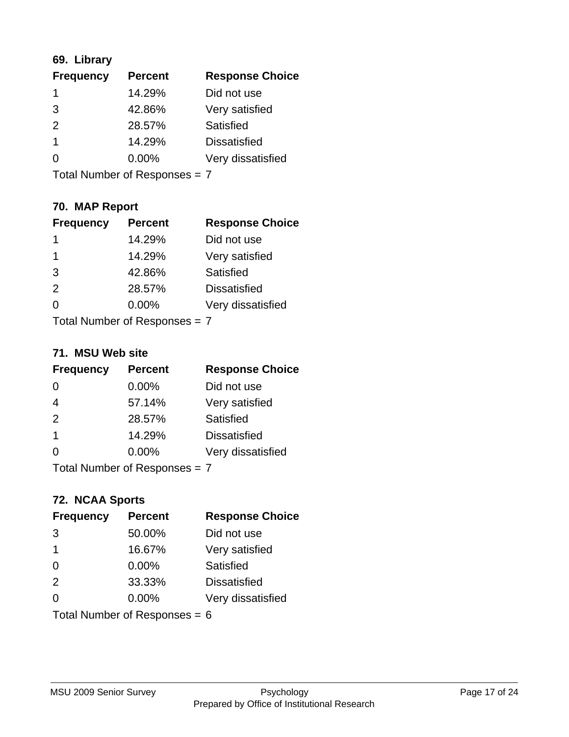### 69. Library

| Frequency | Percent | Response Choice |
|---|---|---|
| 1 | 14.29% | Did not use |
| 3 | 42.86% | Very satisfied |
| 2 | 28.57% | Satisfied |
| 1 | 14.29% | Dissatisfied |
| 0 | 0.00% | Very dissatisfied |

Total Number of Responses = 7

### 70. MAP Report

| Frequency | Percent | Response Choice |
|---|---|---|
| 1 | 14.29% | Did not use |
| 1 | 14.29% | Very satisfied |
| 3 | 42.86% | Satisfied |
| 2 | 28.57% | Dissatisfied |
| 0 | 0.00% | Very dissatisfied |

Total Number of Responses = 7

### 71. MSU Web site

| Frequency | Percent | Response Choice |
|---|---|---|
| 0 | 0.00% | Did not use |
| 4 | 57.14% | Very satisfied |
| 2 | 28.57% | Satisfied |
| 1 | 14.29% | Dissatisfied |
| 0 | 0.00% | Very dissatisfied |

Total Number of Responses = 7

### 72. NCAA Sports

| Frequency | Percent | Response Choice |
|---|---|---|
| 3 | 50.00% | Did not use |
| 1 | 16.67% | Very satisfied |
| 0 | 0.00% | Satisfied |
| 2 | 33.33% | Dissatisfied |
| 0 | 0.00% | Very dissatisfied |

Total Number of Responses = 6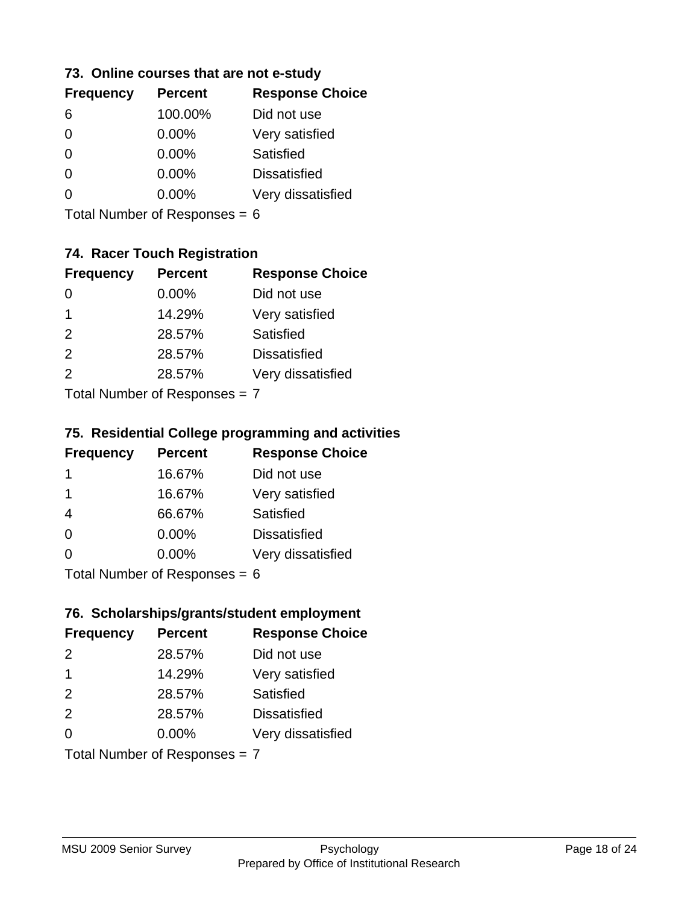### 73. Online courses that are not e-study

| Frequency | Percent | Response Choice |
|---|---|---|
| 6 | 100.00% | Did not use |
| 0 | 0.00% | Very satisfied |
| 0 | 0.00% | Satisfied |
| 0 | 0.00% | Dissatisfied |
| 0 | 0.00% | Very dissatisfied |

Total Number of Responses = 6

### 74. Racer Touch Registration

| Frequency | Percent | Response Choice |
|---|---|---|
| 0 | 0.00% | Did not use |
| 1 | 14.29% | Very satisfied |
| 2 | 28.57% | Satisfied |
| 2 | 28.57% | Dissatisfied |
| 2 | 28.57% | Very dissatisfied |

Total Number of Responses = 7

### 75. Residential College programming and activities

| Frequency | Percent | Response Choice |
|---|---|---|
| 1 | 16.67% | Did not use |
| 1 | 16.67% | Very satisfied |
| 4 | 66.67% | Satisfied |
| 0 | 0.00% | Dissatisfied |
| 0 | 0.00% | Very dissatisfied |

Total Number of Responses = 6

### 76. Scholarships/grants/student employment

| Frequency | Percent | Response Choice |
|---|---|---|
| 2 | 28.57% | Did not use |
| 1 | 14.29% | Very satisfied |
| 2 | 28.57% | Satisfied |
| 2 | 28.57% | Dissatisfied |
| 0 | 0.00% | Very dissatisfied |

Total Number of Responses = 7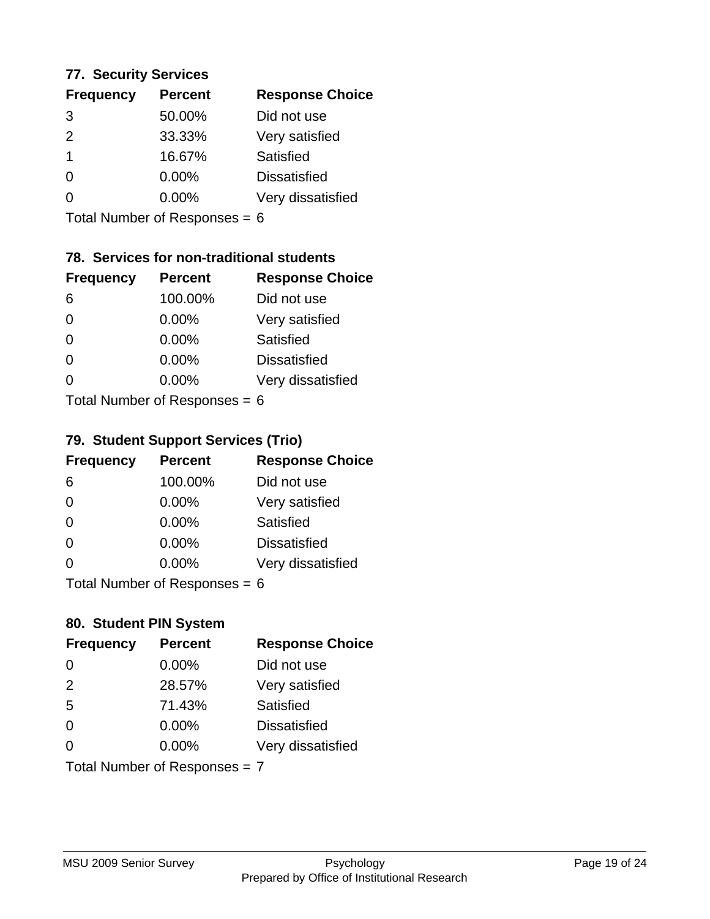### 77. Security Services

| Frequency | Percent | Response Choice |
|---|---|---|
| 3 | 50.00% | Did not use |
| 2 | 33.33% | Very satisfied |
| 1 | 16.67% | Satisfied |
| 0 | 0.00% | Dissatisfied |
| 0 | 0.00% | Very dissatisfied |

Total Number of Responses = 6

### 78. Services for non-traditional students

| Frequency | Percent | Response Choice |
|---|---|---|
| 6 | 100.00% | Did not use |
| 0 | 0.00% | Very satisfied |
| 0 | 0.00% | Satisfied |
| 0 | 0.00% | Dissatisfied |
| 0 | 0.00% | Very dissatisfied |

Total Number of Responses = 6

### 79. Student Support Services (Trio)

| Frequency | Percent | Response Choice |
|---|---|---|
| 6 | 100.00% | Did not use |
| 0 | 0.00% | Very satisfied |
| 0 | 0.00% | Satisfied |
| 0 | 0.00% | Dissatisfied |
| 0 | 0.00% | Very dissatisfied |

Total Number of Responses = 6

### 80. Student PIN System

| Frequency | Percent | Response Choice |
|---|---|---|
| 0 | 0.00% | Did not use |
| 2 | 28.57% | Very satisfied |
| 5 | 71.43% | Satisfied |
| 0 | 0.00% | Dissatisfied |
| 0 | 0.00% | Very dissatisfied |

Total Number of Responses = 7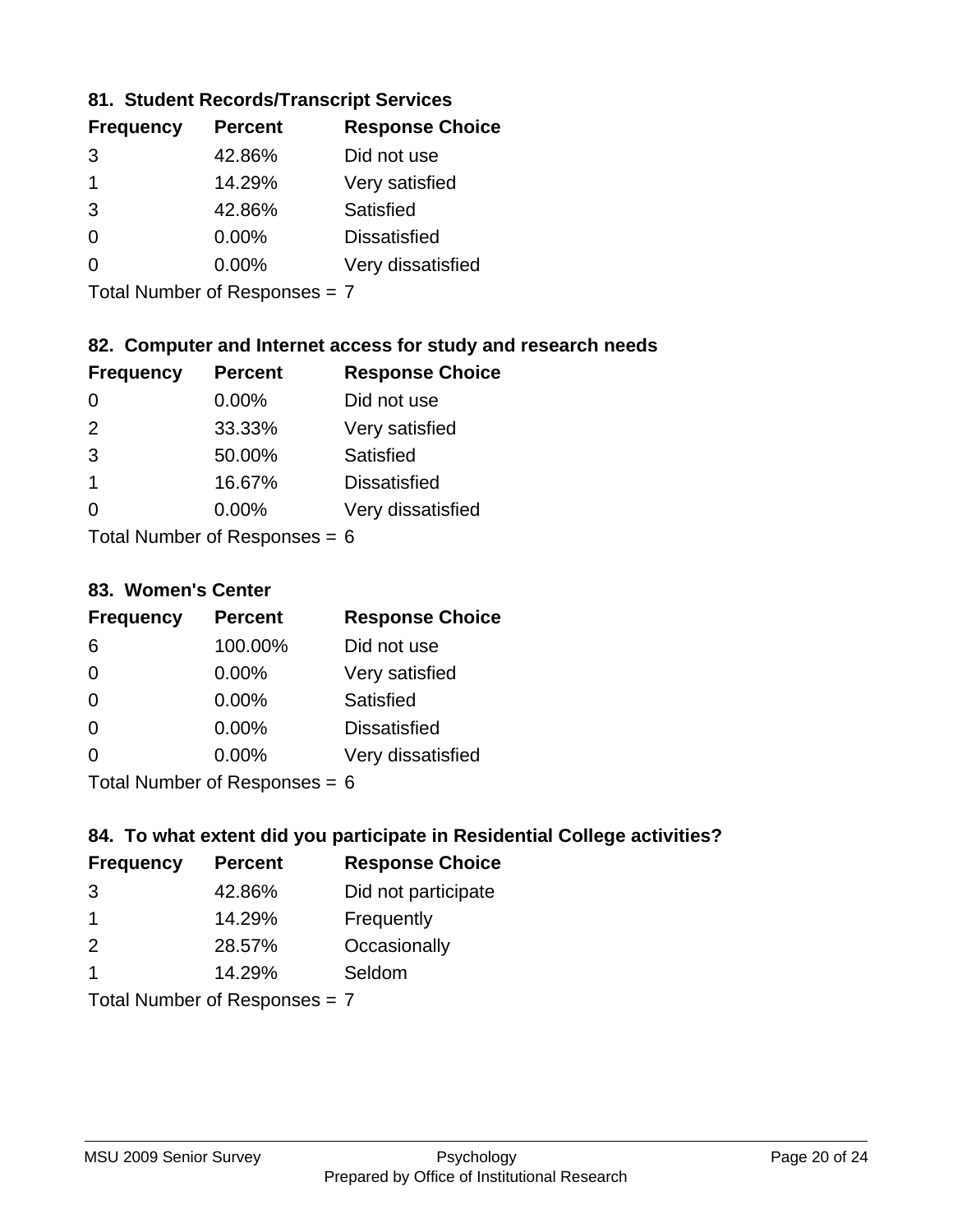### 81. Student Records/Transcript Services

| Frequency | Percent | Response Choice |
|---|---|---|
| 3 | 42.86% | Did not use |
| 1 | 14.29% | Very satisfied |
| 3 | 42.86% | Satisfied |
| 0 | 0.00% | Dissatisfied |
| 0 | 0.00% | Very dissatisfied |

Total Number of Responses = 7

### 82. Computer and Internet access for study and research needs

| Frequency | Percent | Response Choice |
|---|---|---|
| 0 | 0.00% | Did not use |
| 2 | 33.33% | Very satisfied |
| 3 | 50.00% | Satisfied |
| 1 | 16.67% | Dissatisfied |
| 0 | 0.00% | Very dissatisfied |

Total Number of Responses = 6

### 83. Women's Center

| Frequency | Percent | Response Choice |
|---|---|---|
| 6 | 100.00% | Did not use |
| 0 | 0.00% | Very satisfied |
| 0 | 0.00% | Satisfied |
| 0 | 0.00% | Dissatisfied |
| 0 | 0.00% | Very dissatisfied |

Total Number of Responses = 6

### 84. To what extent did you participate in Residential College activities?

| Frequency | Percent | Response Choice |
|---|---|---|
| 3 | 42.86% | Did not participate |
| 1 | 14.29% | Frequently |
| 2 | 28.57% | Occasionally |
| 1 | 14.29% | Seldom |

Total Number of Responses = 7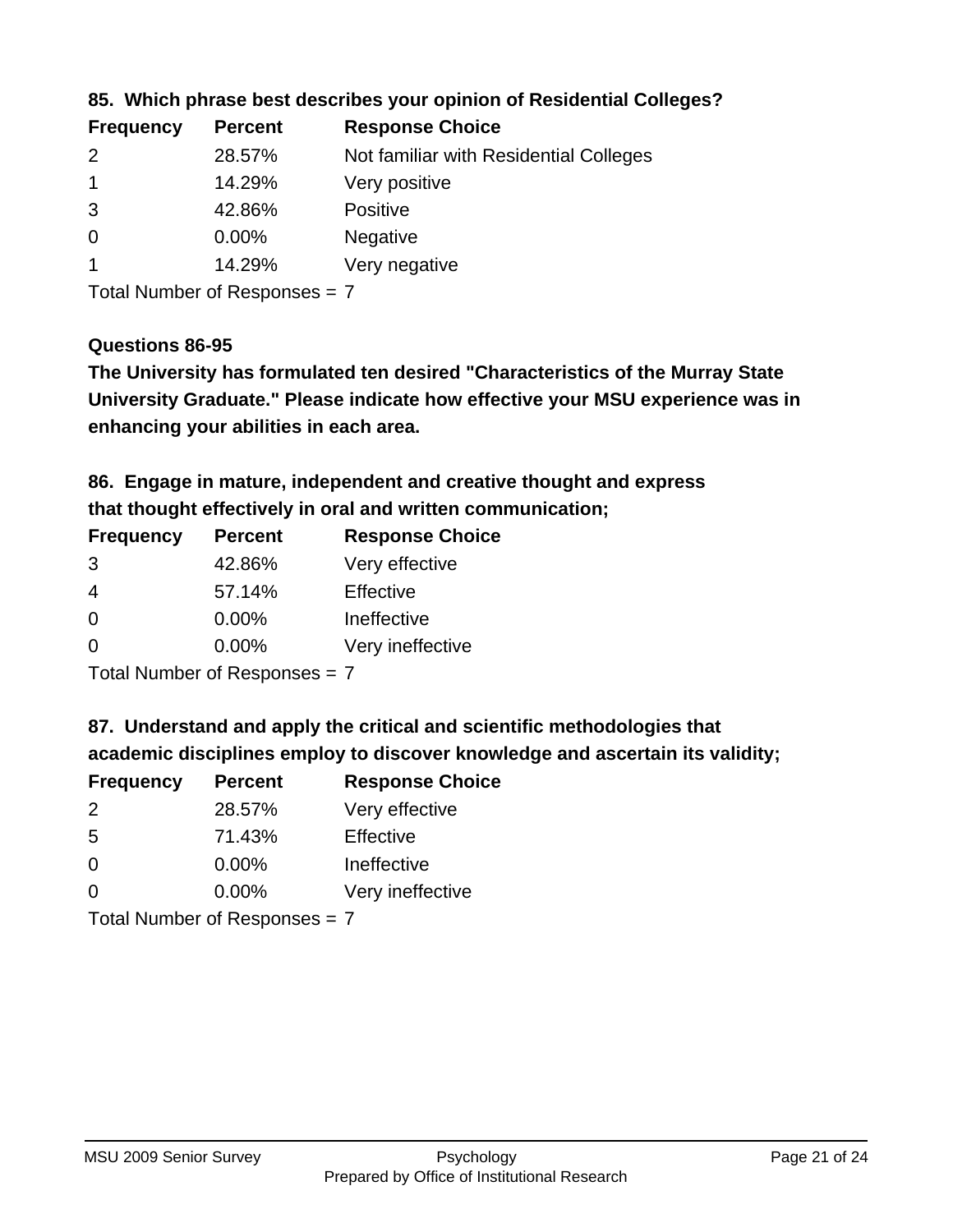**85. Which phrase best describes your opinion of Residential Colleges?**

| Frequency | Percent | Response Choice |
|---|---|---|
| 2 | 28.57% | Not familiar with Residential Colleges |
| 1 | 14.29% | Very positive |
| 3 | 42.86% | Positive |
| 0 | 0.00% | Negative |
| 1 | 14.29% | Very negative |

Total Number of Responses = 7

**Questions 86-95**

**The University has formulated ten desired "Characteristics of the Murray State University Graduate." Please indicate how effective your MSU experience was in enhancing your abilities in each area.**

**86. Engage in mature, independent and creative thought and express that thought effectively in oral and written communication;**

| Frequency | Percent | Response Choice |
|---|---|---|
| 3 | 42.86% | Very effective |
| 4 | 57.14% | Effective |
| 0 | 0.00% | Ineffective |
| 0 | 0.00% | Very ineffective |

Total Number of Responses = 7

**87. Understand and apply the critical and scientific methodologies that academic disciplines employ to discover knowledge and ascertain its validity;**

| Frequency | Percent | Response Choice |
|---|---|---|
| 2 | 28.57% | Very effective |
| 5 | 71.43% | Effective |
| 0 | 0.00% | Ineffective |
| 0 | 0.00% | Very ineffective |

Total Number of Responses = 7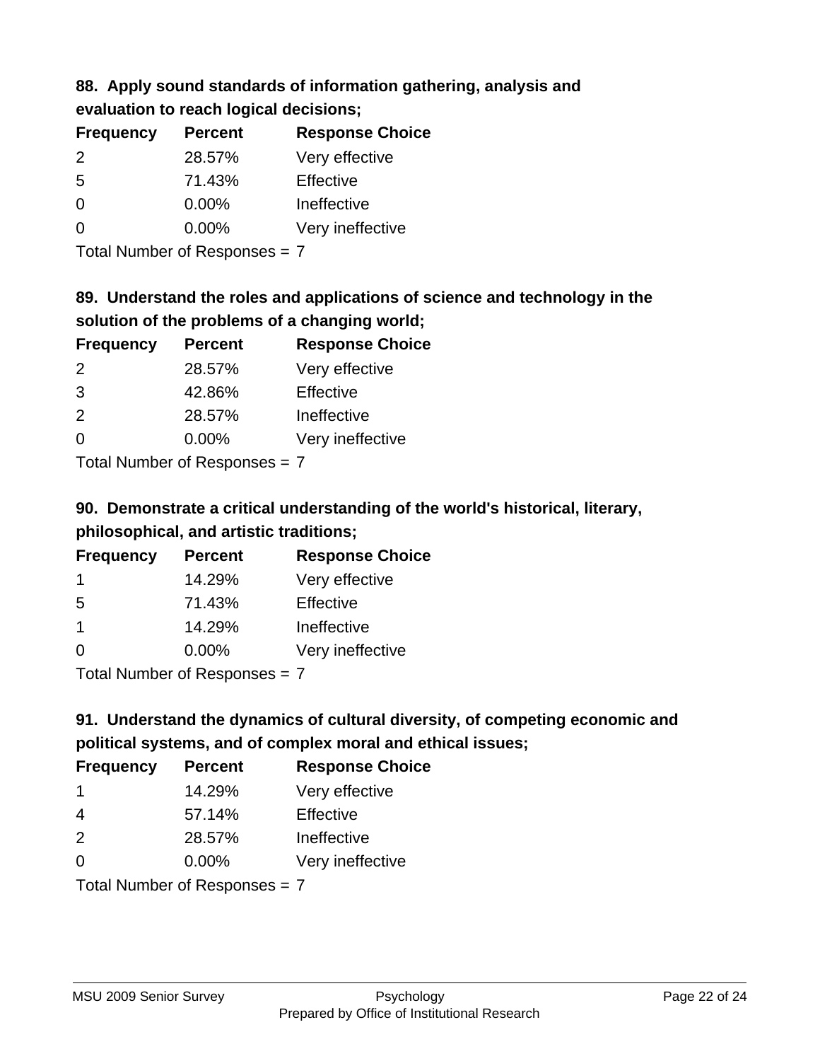### 88. Apply sound standards of information gathering, analysis and evaluation to reach logical decisions;

| Frequency | Percent | Response Choice |
|---|---|---|
| 2 | 28.57% | Very effective |
| 5 | 71.43% | Effective |
| 0 | 0.00% | Ineffective |
| 0 | 0.00% | Very ineffective |

Total Number of Responses = 7

### 89. Understand the roles and applications of science and technology in the solution of the problems of a changing world;

| Frequency | Percent | Response Choice |
|---|---|---|
| 2 | 28.57% | Very effective |
| 3 | 42.86% | Effective |
| 2 | 28.57% | Ineffective |
| 0 | 0.00% | Very ineffective |

Total Number of Responses = 7

### 90. Demonstrate a critical understanding of the world's historical, literary, philosophical, and artistic traditions;

| Frequency | Percent | Response Choice |
|---|---|---|
| 1 | 14.29% | Very effective |
| 5 | 71.43% | Effective |
| 1 | 14.29% | Ineffective |
| 0 | 0.00% | Very ineffective |

Total Number of Responses = 7

### 91. Understand the dynamics of cultural diversity, of competing economic and political systems, and of complex moral and ethical issues;

| Frequency | Percent | Response Choice |
|---|---|---|
| 1 | 14.29% | Very effective |
| 4 | 57.14% | Effective |
| 2 | 28.57% | Ineffective |
| 0 | 0.00% | Very ineffective |

Total Number of Responses = 7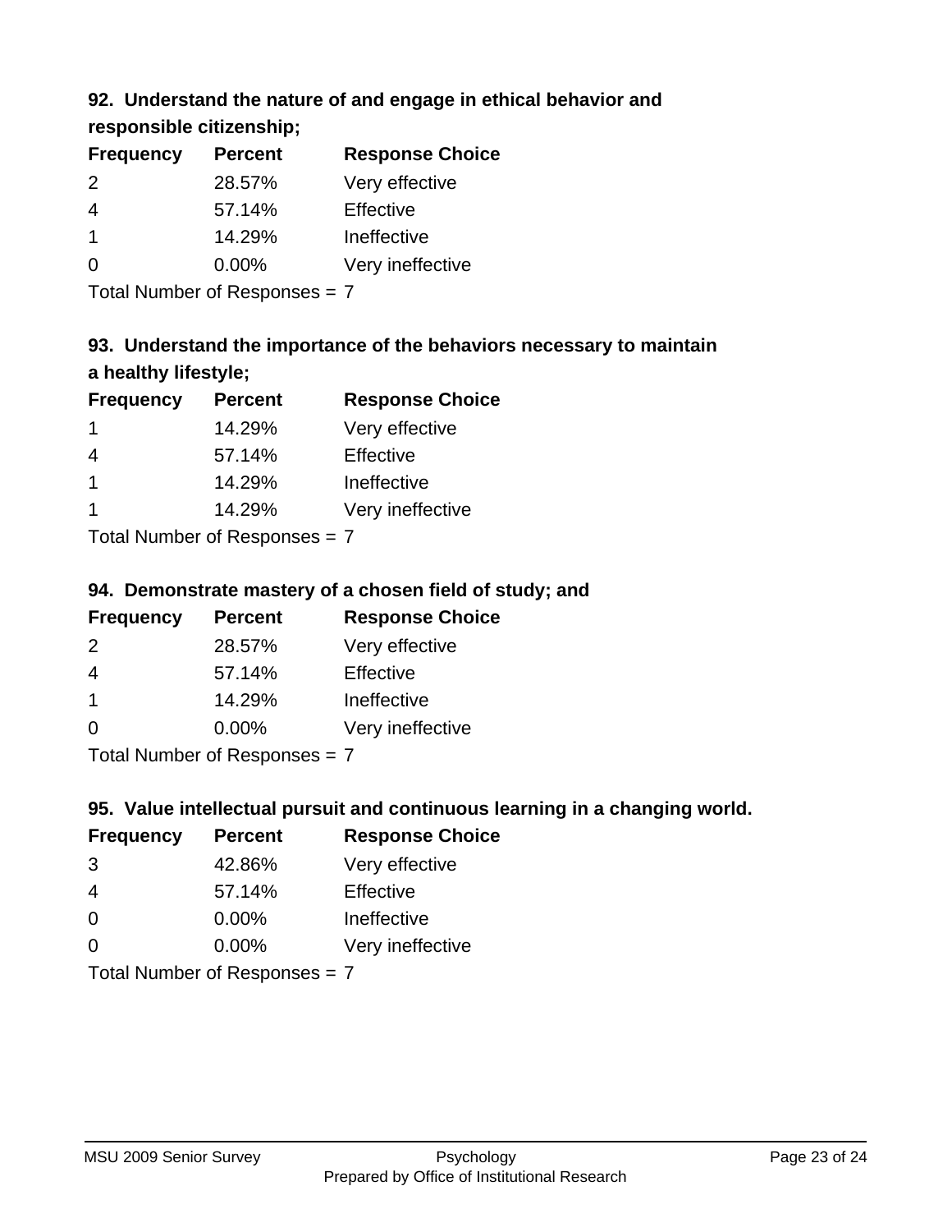### 92. Understand the nature of and engage in ethical behavior and responsible citizenship;

| Frequency | Percent | Response Choice |
|---|---|---|
| 2 | 28.57% | Very effective |
| 4 | 57.14% | Effective |
| 1 | 14.29% | Ineffective |
| 0 | 0.00% | Very ineffective |

Total Number of Responses = 7

### 93. Understand the importance of the behaviors necessary to maintain a healthy lifestyle;

| Frequency | Percent | Response Choice |
|---|---|---|
| 1 | 14.29% | Very effective |
| 4 | 57.14% | Effective |
| 1 | 14.29% | Ineffective |
| 1 | 14.29% | Very ineffective |

Total Number of Responses = 7

### 94. Demonstrate mastery of a chosen field of study; and

| Frequency | Percent | Response Choice |
|---|---|---|
| 2 | 28.57% | Very effective |
| 4 | 57.14% | Effective |
| 1 | 14.29% | Ineffective |
| 0 | 0.00% | Very ineffective |

Total Number of Responses = 7

### 95. Value intellectual pursuit and continuous learning in a changing world.

| Frequency | Percent | Response Choice |
|---|---|---|
| 3 | 42.86% | Very effective |
| 4 | 57.14% | Effective |
| 0 | 0.00% | Ineffective |
| 0 | 0.00% | Very ineffective |

Total Number of Responses = 7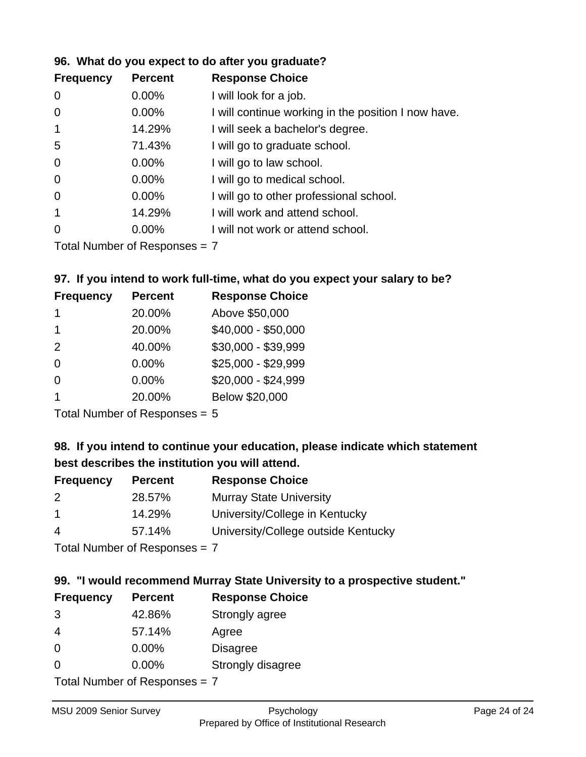### 96. What do you expect to do after you graduate?

| Frequency | Percent | Response Choice |
|---|---|---|
| 0 | 0.00% | I will look for a job. |
| 0 | 0.00% | I will continue working in the position I now have. |
| 1 | 14.29% | I will seek a bachelor's degree. |
| 5 | 71.43% | I will go to graduate school. |
| 0 | 0.00% | I will go to law school. |
| 0 | 0.00% | I will go to medical school. |
| 0 | 0.00% | I will go to other professional school. |
| 1 | 14.29% | I will work and attend school. |
| 0 | 0.00% | I will not work or attend school. |

Total Number of Responses = 7

### 97. If you intend to work full-time, what do you expect your salary to be?

| Frequency | Percent | Response Choice |
|---|---|---|
| 1 | 20.00% | Above $50,000 |
| 1 | 20.00% | $40,000 - $50,000 |
| 2 | 40.00% | $30,000 - $39,999 |
| 0 | 0.00% | $25,000 - $29,999 |
| 0 | 0.00% | $20,000 - $24,999 |
| 1 | 20.00% | Below $20,000 |

Total Number of Responses = 5

### 98. If you intend to continue your education, please indicate which statement best describes the institution you will attend.

| Frequency | Percent | Response Choice |
|---|---|---|
| 2 | 28.57% | Murray State University |
| 1 | 14.29% | University/College in Kentucky |
| 4 | 57.14% | University/College outside Kentucky |

Total Number of Responses = 7

### 99. "I would recommend Murray State University to a prospective student."

| Frequency | Percent | Response Choice |
|---|---|---|
| 3 | 42.86% | Strongly agree |
| 4 | 57.14% | Agree |
| 0 | 0.00% | Disagree |
| 0 | 0.00% | Strongly disagree |

Total Number of Responses = 7